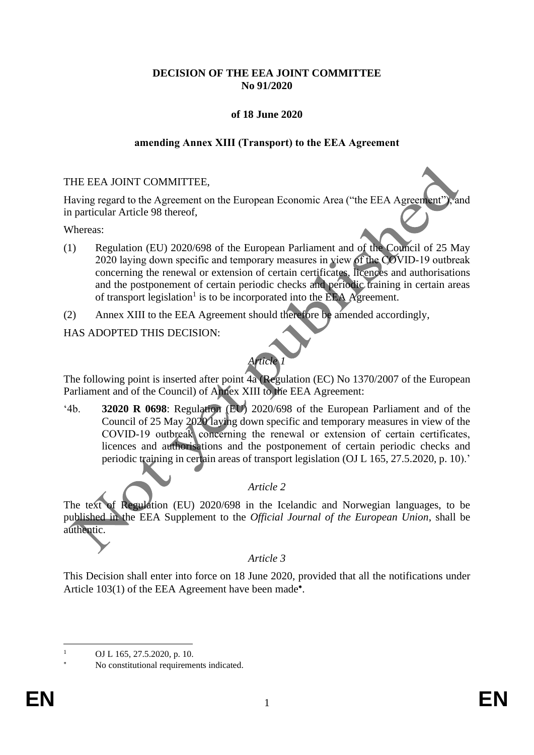**DECISION OF THE EEA JOINT COMMITTEE**
**No 91/2020**

**of 18 June 2020**

**amending Annex XIII (Transport) to the EEA Agreement**

THE EEA JOINT COMMITTEE,

Having regard to the Agreement on the European Economic Area ("the EEA Agreement"), and in particular Article 98 thereof,

Whereas:

(1) Regulation (EU) 2020/698 of the European Parliament and of the Council of 25 May 2020 laying down specific and temporary measures in view of the COVID-19 outbreak concerning the renewal or extension of certain certificates, licences and authorisations and the postponement of certain periodic checks and periodic training in certain areas of transport legislation[1] is to be incorporated into the EEA Agreement.

(2) Annex XIII to the EEA Agreement should therefore be amended accordingly,

HAS ADOPTED THIS DECISION:

*Article 1*

The following point is inserted after point 4a (Regulation (EC) No 1370/2007 of the European Parliament and of the Council) of Annex XIII to the EEA Agreement:

'4b. **32020 R 0698**: Regulation (EU) 2020/698 of the European Parliament and of the Council of 25 May 2020 laying down specific and temporary measures in view of the COVID-19 outbreak concerning the renewal or extension of certain certificates, licences and authorisations and the postponement of certain periodic checks and periodic training in certain areas of transport legislation (OJ L 165, 27.5.2020, p. 10).'

*Article 2*

The text of Regulation (EU) 2020/698 in the Icelandic and Norwegian languages, to be published in the EEA Supplement to the *Official Journal of the European Union*, shall be authentic.

*Article 3*

This Decision shall enter into force on 18 June 2020, provided that all the notifications under Article 103(1) of the EEA Agreement have been made[*].

---

[1] OJ L 165, 27.5.2020, p. 10.

[*] No constitutional requirements indicated.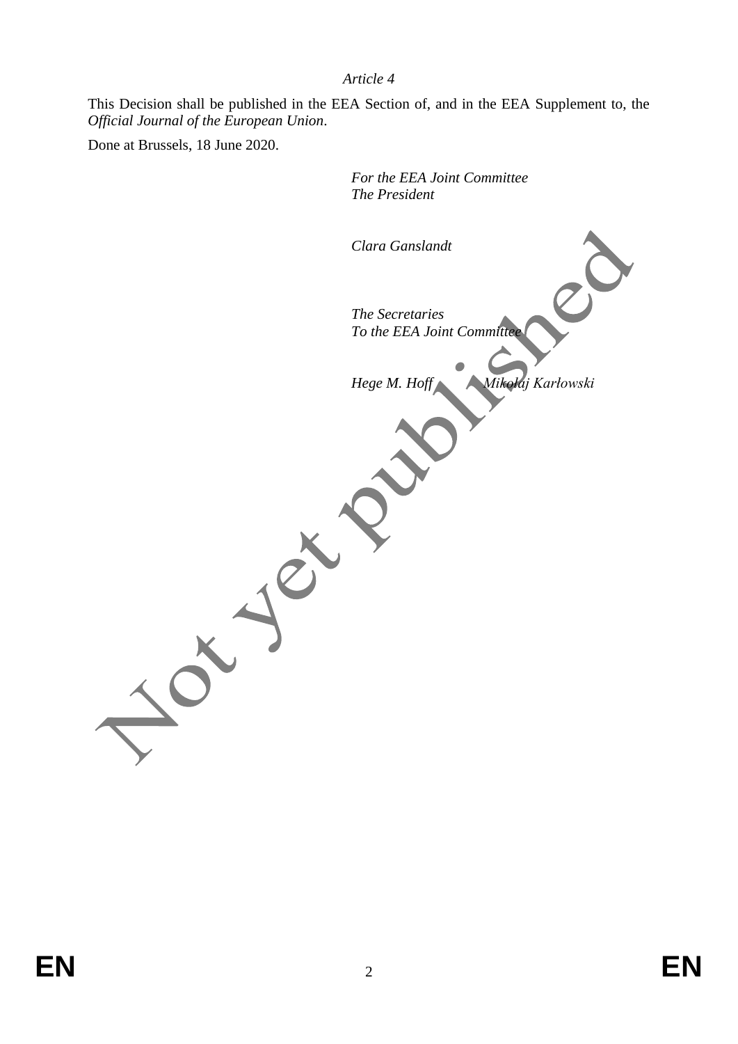*Article 4*

This Decision shall be published in the EEA Section of, and in the EEA Supplement to, the *Official Journal of the European Union*.

Done at Brussels, 18 June 2020.

*For the EEA Joint Committee*
*The President*

*Clara Ganslandt*

*The Secretaries*
*To the EEA Joint Committee*

*Hege M. Hoff* *Mikołaj Karłowski*

Not yet published